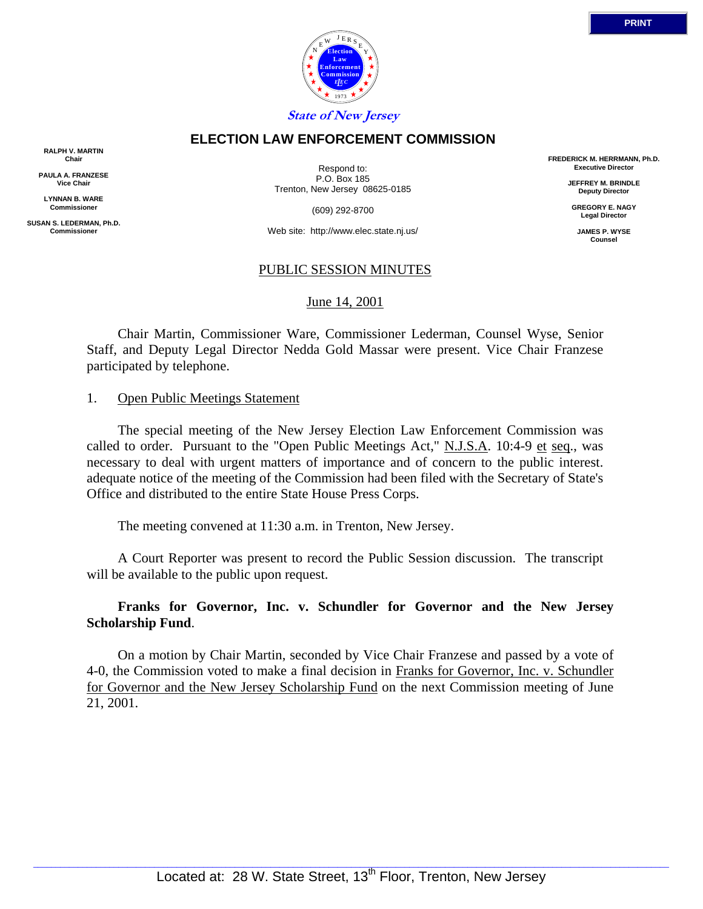PRINT

State of New Jersey

# ELECTION LAW ENFORCEMENT COMMISSION

**RALPH V. MARTIN**
**Chair**

**PAULA A. FRANZESE**
**Vice Chair**

**LYNNAN B. WARE**
**Commissioner**

**SUSAN S. LEDERMAN, Ph.D.**
**Commissioner**

Respond to:
P.O. Box 185
Trenton, New Jersey 08625-0185

(609) 292-8700

Web site: http://www.elec.state.nj.us/

**FREDERICK M. HERRMANN, Ph.D.**
**Executive Director**

**JEFFREY M. BRINDLE**
**Deputy Director**

**GREGORY E. NAGY**
**Legal Director**

**JAMES P. WYSE**
**Counsel**

## PUBLIC SESSION MINUTES

June 14, 2001

Chair Martin, Commissioner Ware, Commissioner Lederman, Counsel Wyse, Senior Staff, and Deputy Legal Director Nedda Gold Massar were present. Vice Chair Franzese participated by telephone.

1. Open Public Meetings Statement

The special meeting of the New Jersey Election Law Enforcement Commission was called to order. Pursuant to the "Open Public Meetings Act," N.J.S.A. 10:4-9 et seq., was necessary to deal with urgent matters of importance and of concern to the public interest. adequate notice of the meeting of the Commission had been filed with the Secretary of State's Office and distributed to the entire State House Press Corps.

The meeting convened at 11:30 a.m. in Trenton, New Jersey.

A Court Reporter was present to record the Public Session discussion. The transcript will be available to the public upon request.

**Franks for Governor, Inc. v. Schundler for Governor and the New Jersey Scholarship Fund**.

On a motion by Chair Martin, seconded by Vice Chair Franzese and passed by a vote of 4-0, the Commission voted to make a final decision in Franks for Governor, Inc. v. Schundler for Governor and the New Jersey Scholarship Fund on the next Commission meeting of June 21, 2001.

Located at: 28 W. State Street, 13th Floor, Trenton, New Jersey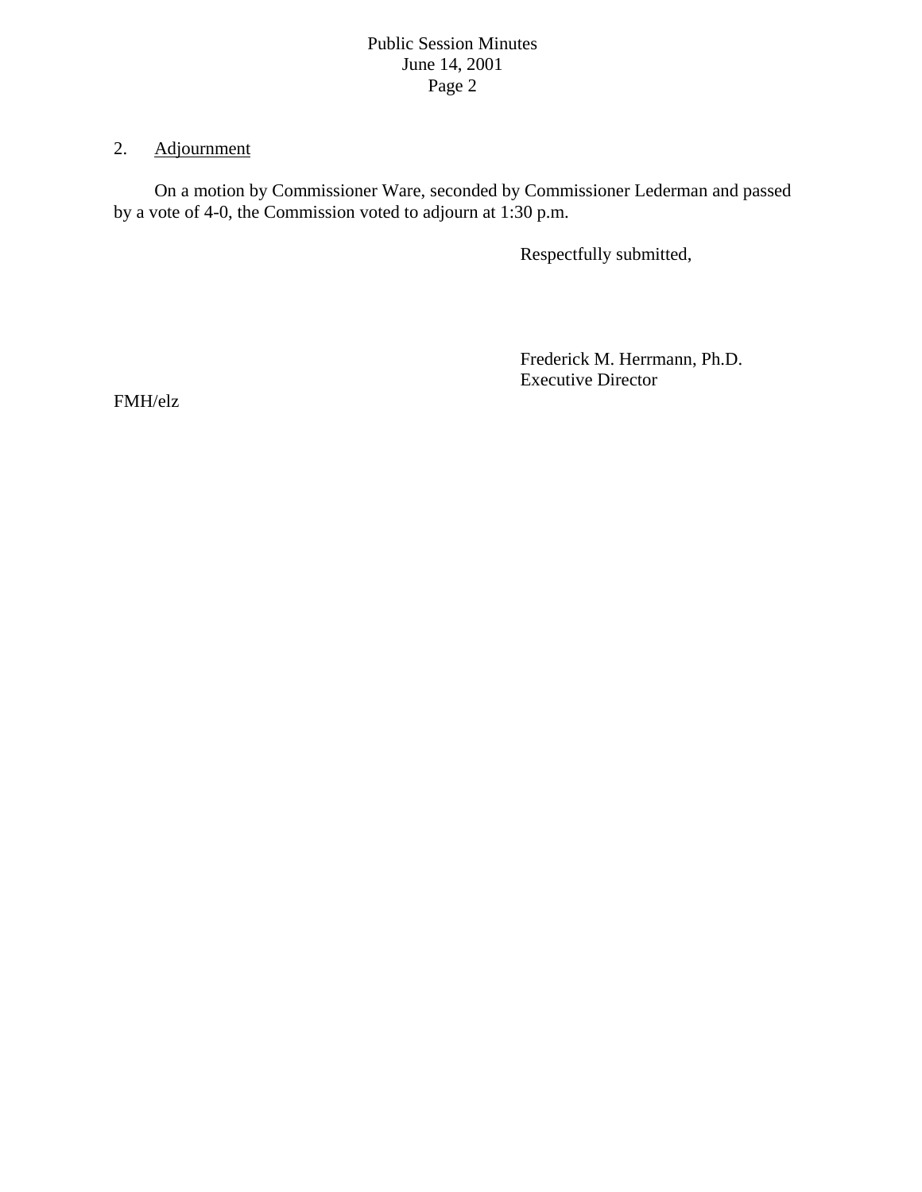2. <u>Adjournment</u>

On a motion by Commissioner Ware, seconded by Commissioner Lederman and passed by a vote of 4-0, the Commission voted to adjourn at 1:30 p.m.

Respectfully submitted,

Frederick M. Herrmann, Ph.D.
Executive Director

FMH/elz